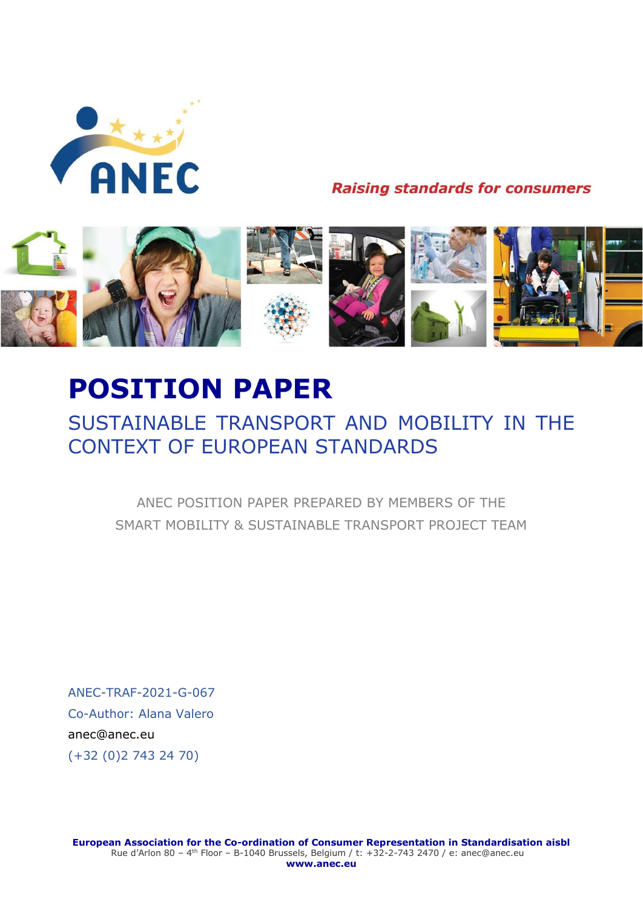ANEC

*Raising standards for consumers*

# POSITION PAPER

## SUSTAINABLE TRANSPORT AND MOBILITY IN THE CONTEXT OF EUROPEAN STANDARDS

ANEC POSITION PAPER PREPARED BY MEMBERS OF THE SMART MOBILITY & SUSTAINABLE TRANSPORT PROJECT TEAM

ANEC-TRAF-2021-G-067
Co-Author: Alana Valero
anec@anec.eu
(+32 (0)2 743 24 70)

**European Association for the Co-ordination of Consumer Representation in Standardisation aisbl**
Rue d'Arlon 80 – 4th Floor – B-1040 Brussels, Belgium / t: +32-2-743 2470 / e: anec@anec.eu
**www.anec.eu**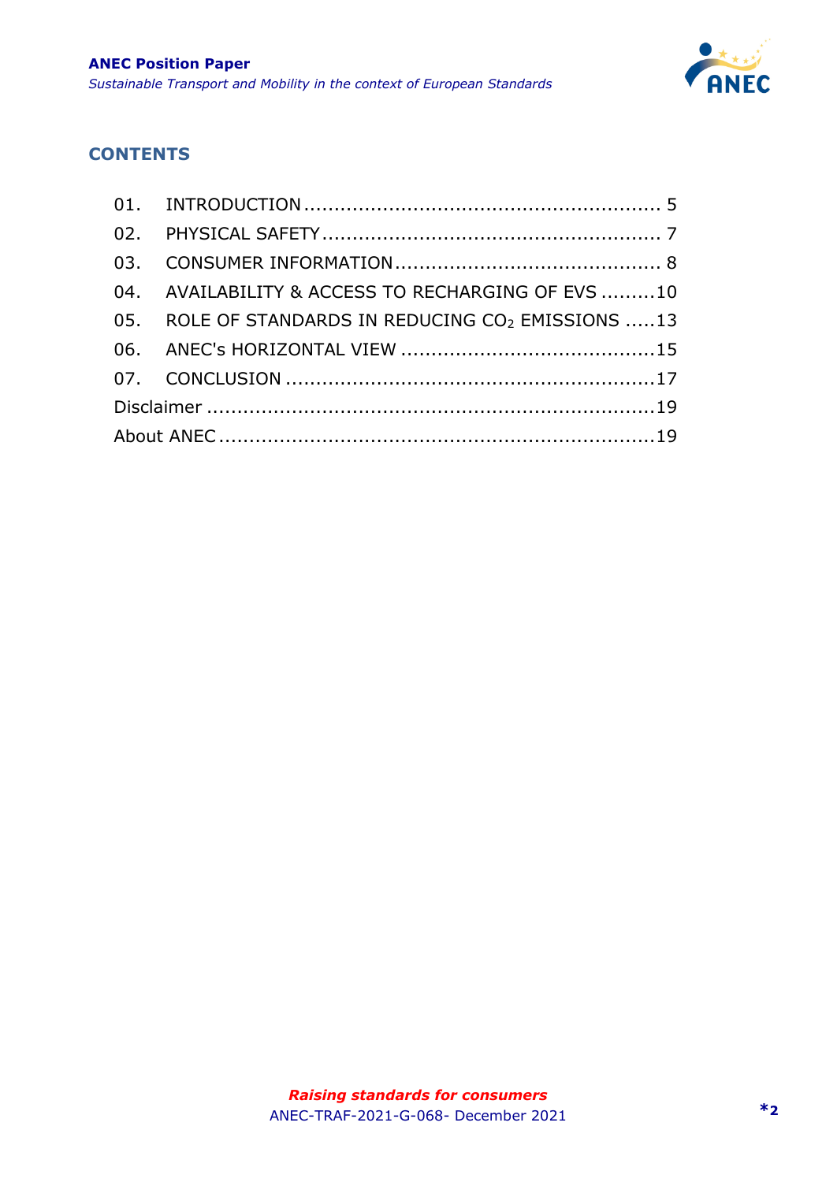## CONTENTS

| | | |
|---|---|---|
| 01. | INTRODUCTION | 5 |
| 02. | PHYSICAL SAFETY | 7 |
| 03. | CONSUMER INFORMATION | 8 |
| 04. | AVAILABILITY & ACCESS TO RECHARGING OF EVS | 10 |
| 05. | ROLE OF STANDARDS IN REDUCING $CO_2$ EMISSIONS | 13 |
| 06. | ANEC's HORIZONTAL VIEW | 15 |
| 07. | CONCLUSION | 17 |
| Disclaimer | | 19 |
| About ANEC | | 19 |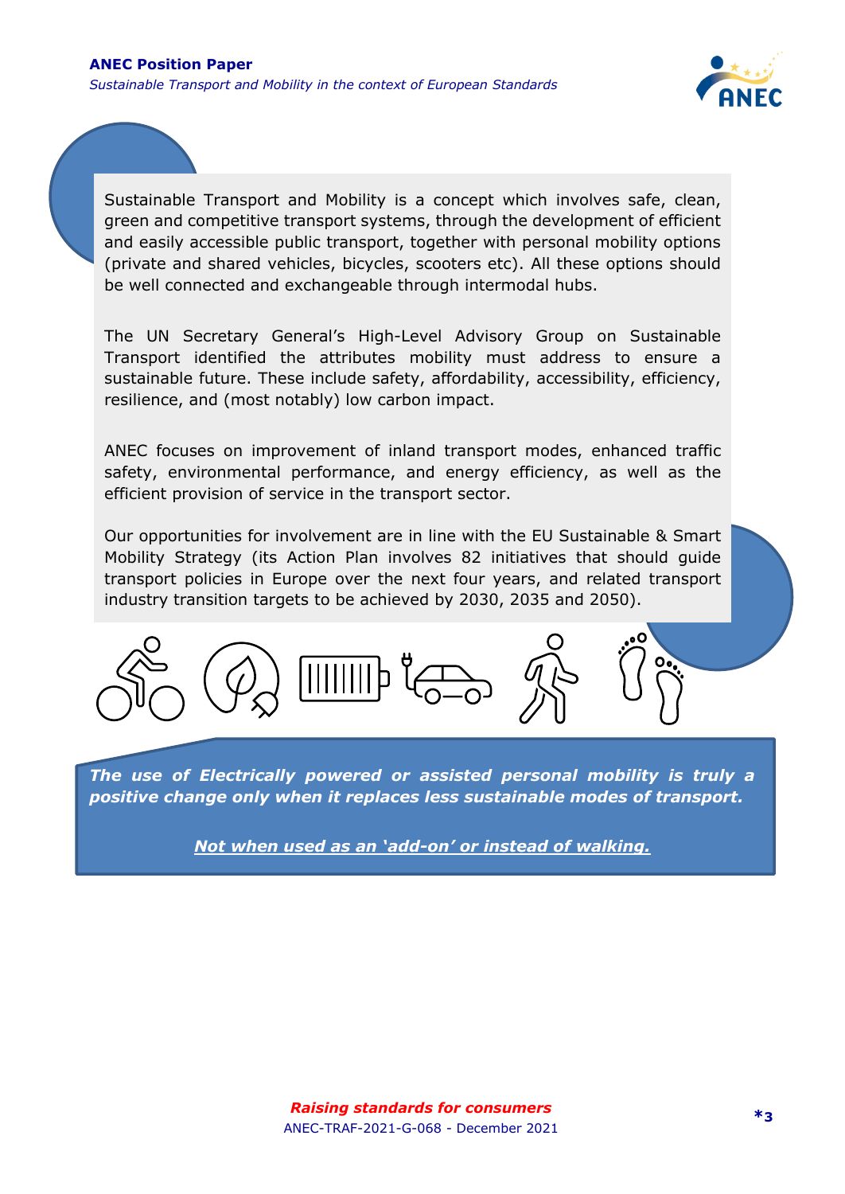Sustainable Transport and Mobility is a concept which involves safe, clean, green and competitive transport systems, through the development of efficient and easily accessible public transport, together with personal mobility options (private and shared vehicles, bicycles, scooters etc). All these options should be well connected and exchangeable through intermodal hubs.

The UN Secretary General's High-Level Advisory Group on Sustainable Transport identified the attributes mobility must address to ensure a sustainable future. These include safety, affordability, accessibility, efficiency, resilience, and (most notably) low carbon impact.

ANEC focuses on improvement of inland transport modes, enhanced traffic safety, environmental performance, and energy efficiency, as well as the efficient provision of service in the transport sector.

Our opportunities for involvement are in line with the EU Sustainable & Smart Mobility Strategy (its Action Plan involves 82 initiatives that should guide transport policies in Europe over the next four years, and related transport industry transition targets to be achieved by 2030, 2035 and 2050).

***The use of Electrically powered or assisted personal mobility is truly a positive change only when it replaces less sustainable modes of transport.***

***Not when used as an 'add-on' or instead of walking.***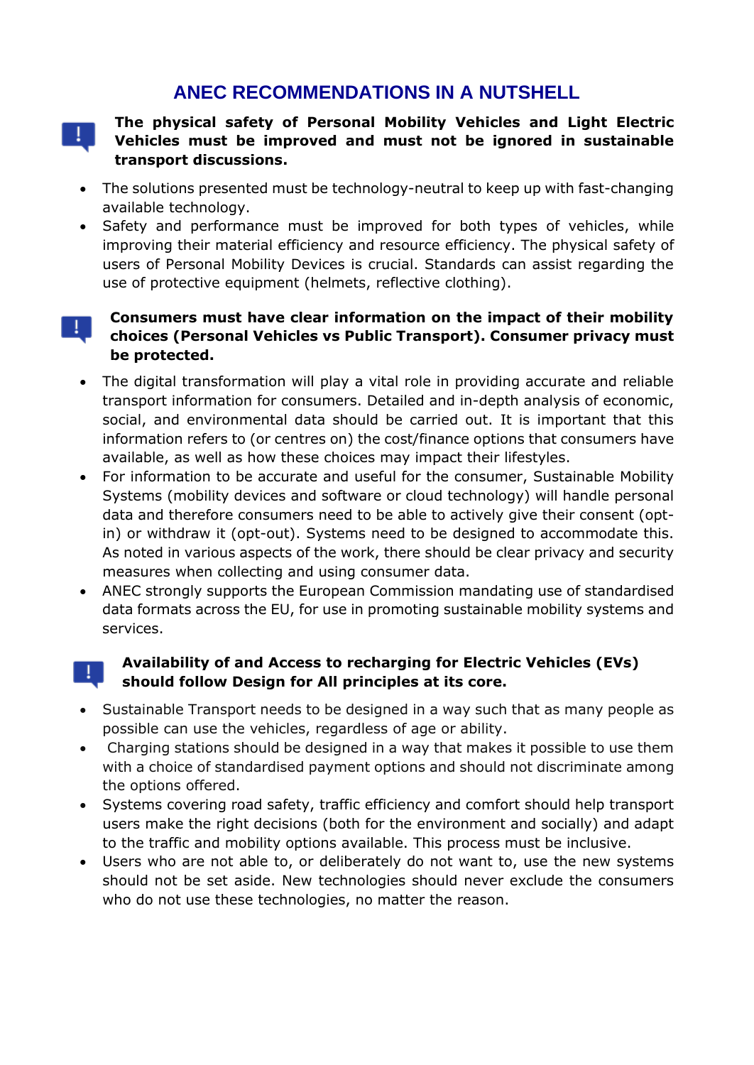## ANEC RECOMMENDATIONS IN A NUTSHELL

**The physical safety of Personal Mobility Vehicles and Light Electric Vehicles must be improved and must not be ignored in sustainable transport discussions.**

- The solutions presented must be technology-neutral to keep up with fast-changing available technology.
- Safety and performance must be improved for both types of vehicles, while improving their material efficiency and resource efficiency. The physical safety of users of Personal Mobility Devices is crucial. Standards can assist regarding the use of protective equipment (helmets, reflective clothing).

**Consumers must have clear information on the impact of their mobility choices (Personal Vehicles vs Public Transport). Consumer privacy must be protected.**

- The digital transformation will play a vital role in providing accurate and reliable transport information for consumers. Detailed and in-depth analysis of economic, social, and environmental data should be carried out. It is important that this information refers to (or centres on) the cost/finance options that consumers have available, as well as how these choices may impact their lifestyles.
- For information to be accurate and useful for the consumer, Sustainable Mobility Systems (mobility devices and software or cloud technology) will handle personal data and therefore consumers need to be able to actively give their consent (opt-in) or withdraw it (opt-out). Systems need to be designed to accommodate this. As noted in various aspects of the work, there should be clear privacy and security measures when collecting and using consumer data.
- ANEC strongly supports the European Commission mandating use of standardised data formats across the EU, for use in promoting sustainable mobility systems and services.

**Availability of and Access to recharging for Electric Vehicles (EVs) should follow Design for All principles at its core.**

- Sustainable Transport needs to be designed in a way such that as many people as possible can use the vehicles, regardless of age or ability.
- Charging stations should be designed in a way that makes it possible to use them with a choice of standardised payment options and should not discriminate among the options offered.
- Systems covering road safety, traffic efficiency and comfort should help transport users make the right decisions (both for the environment and socially) and adapt to the traffic and mobility options available. This process must be inclusive.
- Users who are not able to, or deliberately do not want to, use the new systems should not be set aside. New technologies should never exclude the consumers who do not use these technologies, no matter the reason.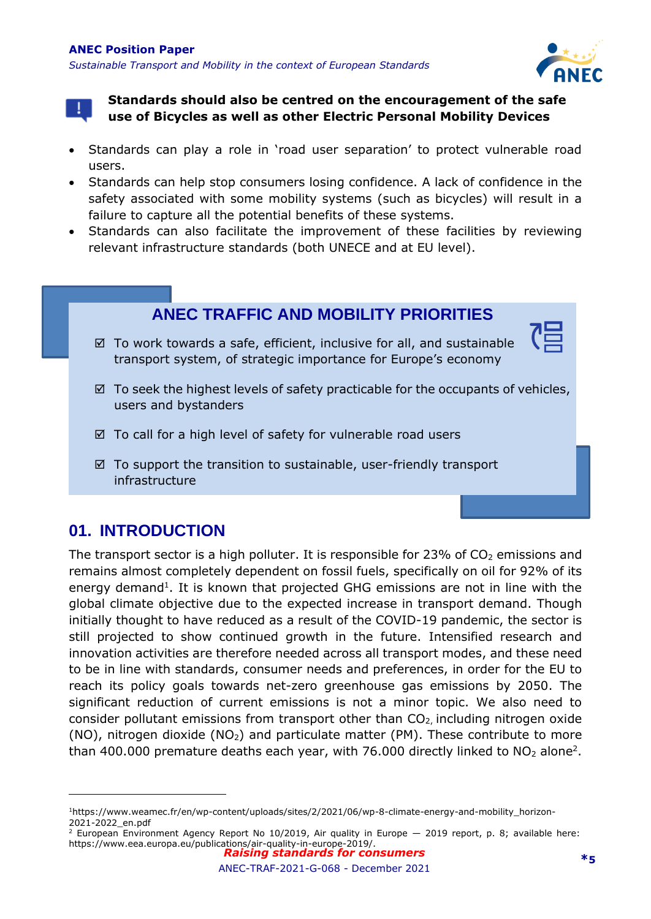**Standards should also be centred on the encouragement of the safe use of Bicycles as well as other Electric Personal Mobility Devices**

- Standards can play a role in 'road user separation' to protect vulnerable road users.
- Standards can help stop consumers losing confidence. A lack of confidence in the safety associated with some mobility systems (such as bicycles) will result in a failure to capture all the potential benefits of these systems.
- Standards can also facilitate the improvement of these facilities by reviewing relevant infrastructure standards (both UNECE and at EU level).

### ANEC TRAFFIC AND MOBILITY PRIORITIES

- ☑ To work towards a safe, efficient, inclusive for all, and sustainable transport system, of strategic importance for Europe's economy
- ☑ To seek the highest levels of safety practicable for the occupants of vehicles, users and bystanders
- ☑ To call for a high level of safety for vulnerable road users
- ☑ To support the transition to sustainable, user-friendly transport infrastructure

## 01. INTRODUCTION

The transport sector is a high polluter. It is responsible for 23% of $CO_2$ emissions and remains almost completely dependent on fossil fuels, specifically on oil for 92% of its energy demand[1]. It is known that projected GHG emissions are not in line with the global climate objective due to the expected increase in transport demand. Though initially thought to have reduced as a result of the COVID-19 pandemic, the sector is still projected to show continued growth in the future. Intensified research and innovation activities are therefore needed across all transport modes, and these need to be in line with standards, consumer needs and preferences, in order for the EU to reach its policy goals towards net-zero greenhouse gas emissions by 2050. The significant reduction of current emissions is not a minor topic. We also need to consider pollutant emissions from transport other than $CO_2$, including nitrogen oxide (NO), nitrogen dioxide ($NO_2$) and particulate matter (PM). These contribute to more than 400.000 premature deaths each year, with 76.000 directly linked to $NO_2$ alone[2].

---

[1] https://www.weamec.fr/en/wp-content/uploads/sites/2/2021/06/wp-8-climate-energy-and-mobility_horizon-2021-2022_en.pdf

[2] European Environment Agency Report No 10/2019, Air quality in Europe — 2019 report, p. 8; available here: https://www.eea.europa.eu/publications/air-quality-in-europe-2019/.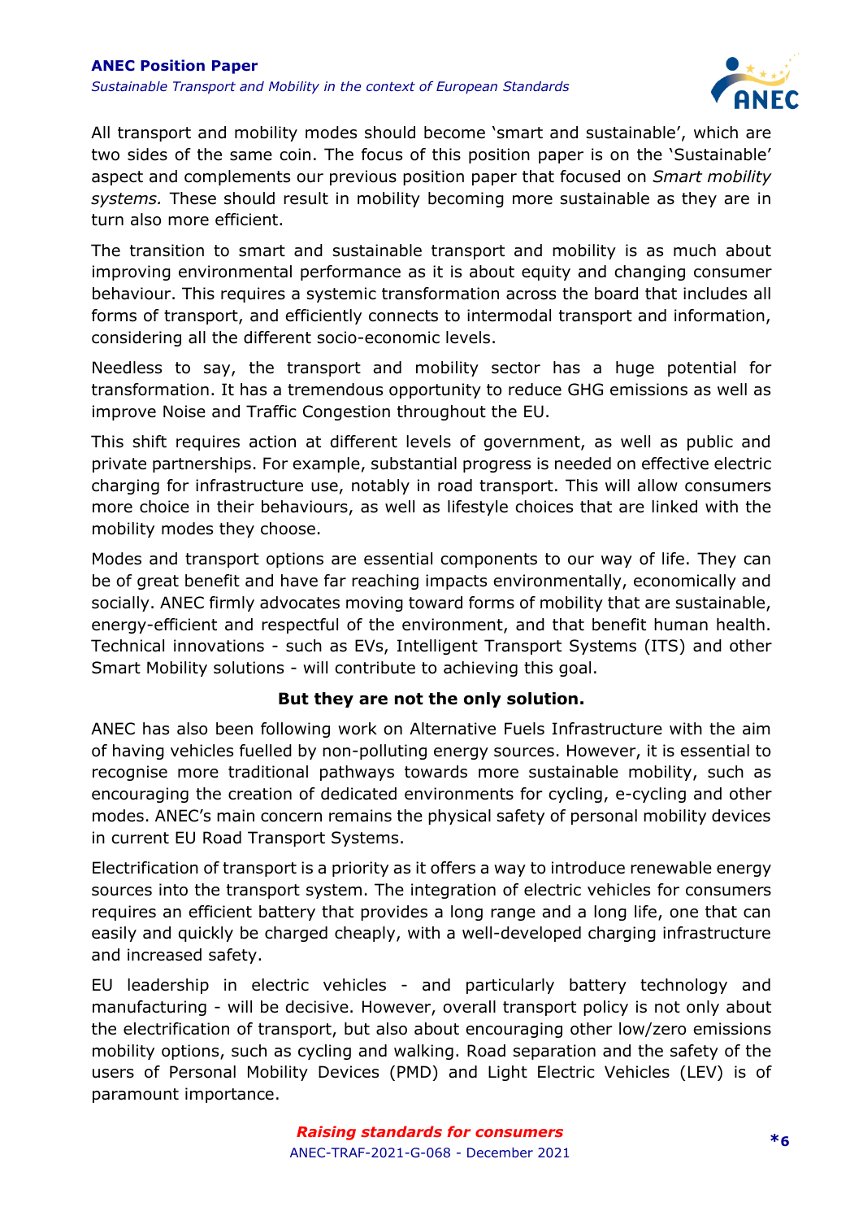All transport and mobility modes should become 'smart and sustainable', which are two sides of the same coin. The focus of this position paper is on the 'Sustainable' aspect and complements our previous position paper that focused on *Smart mobility systems.* These should result in mobility becoming more sustainable as they are in turn also more efficient.

The transition to smart and sustainable transport and mobility is as much about improving environmental performance as it is about equity and changing consumer behaviour. This requires a systemic transformation across the board that includes all forms of transport, and efficiently connects to intermodal transport and information, considering all the different socio-economic levels.

Needless to say, the transport and mobility sector has a huge potential for transformation. It has a tremendous opportunity to reduce GHG emissions as well as improve Noise and Traffic Congestion throughout the EU.

This shift requires action at different levels of government, as well as public and private partnerships. For example, substantial progress is needed on effective electric charging for infrastructure use, notably in road transport. This will allow consumers more choice in their behaviours, as well as lifestyle choices that are linked with the mobility modes they choose.

Modes and transport options are essential components to our way of life. They can be of great benefit and have far reaching impacts environmentally, economically and socially. ANEC firmly advocates moving toward forms of mobility that are sustainable, energy-efficient and respectful of the environment, and that benefit human health. Technical innovations - such as EVs, Intelligent Transport Systems (ITS) and other Smart Mobility solutions - will contribute to achieving this goal.

**But they are not the only solution.**

ANEC has also been following work on Alternative Fuels Infrastructure with the aim of having vehicles fuelled by non-polluting energy sources. However, it is essential to recognise more traditional pathways towards more sustainable mobility, such as encouraging the creation of dedicated environments for cycling, e-cycling and other modes. ANEC's main concern remains the physical safety of personal mobility devices in current EU Road Transport Systems.

Electrification of transport is a priority as it offers a way to introduce renewable energy sources into the transport system. The integration of electric vehicles for consumers requires an efficient battery that provides a long range and a long life, one that can easily and quickly be charged cheaply, with a well-developed charging infrastructure and increased safety.

EU leadership in electric vehicles - and particularly battery technology and manufacturing - will be decisive. However, overall transport policy is not only about the electrification of transport, but also about encouraging other low/zero emissions mobility options, such as cycling and walking. Road separation and the safety of the users of Personal Mobility Devices (PMD) and Light Electric Vehicles (LEV) is of paramount importance.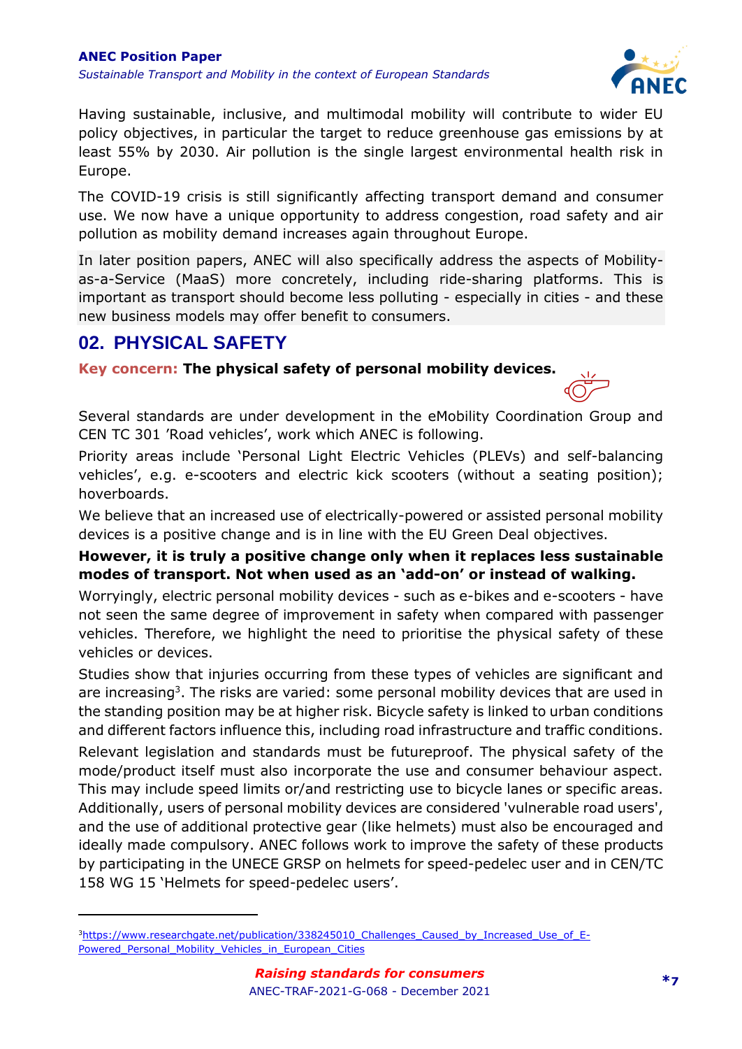Having sustainable, inclusive, and multimodal mobility will contribute to wider EU policy objectives, in particular the target to reduce greenhouse gas emissions by at least 55% by 2030. Air pollution is the single largest environmental health risk in Europe.

The COVID-19 crisis is still significantly affecting transport demand and consumer use. We now have a unique opportunity to address congestion, road safety and air pollution as mobility demand increases again throughout Europe.

In later position papers, ANEC will also specifically address the aspects of Mobility-as-a-Service (MaaS) more concretely, including ride-sharing platforms. This is important as transport should become less polluting - especially in cities - and these new business models may offer benefit to consumers.

## 02. PHYSICAL SAFETY

**Key concern: The physical safety of personal mobility devices.**

Several standards are under development in the eMobility Coordination Group and CEN TC 301 'Road vehicles', work which ANEC is following.

Priority areas include 'Personal Light Electric Vehicles (PLEVs) and self-balancing vehicles', e.g. e-scooters and electric kick scooters (without a seating position); hoverboards.

We believe that an increased use of electrically-powered or assisted personal mobility devices is a positive change and is in line with the EU Green Deal objectives.

**However, it is truly a positive change only when it replaces less sustainable modes of transport. Not when used as an 'add-on' or instead of walking.**

Worryingly, electric personal mobility devices - such as e-bikes and e-scooters - have not seen the same degree of improvement in safety when compared with passenger vehicles. Therefore, we highlight the need to prioritise the physical safety of these vehicles or devices.

Studies show that injuries occurring from these types of vehicles are significant and are increasing[3]. The risks are varied: some personal mobility devices that are used in the standing position may be at higher risk. Bicycle safety is linked to urban conditions and different factors influence this, including road infrastructure and traffic conditions.

Relevant legislation and standards must be futureproof. The physical safety of the mode/product itself must also incorporate the use and consumer behaviour aspect. This may include speed limits or/and restricting use to bicycle lanes or specific areas. Additionally, users of personal mobility devices are considered 'vulnerable road users', and the use of additional protective gear (like helmets) must also be encouraged and ideally made compulsory. ANEC follows work to improve the safety of these products by participating in the UNECE GRSP on helmets for speed-pedelec user and in CEN/TC 158 WG 15 'Helmets for speed-pedelec users'.

---

[3] https://www.researchgate.net/publication/338245010_Challenges_Caused_by_Increased_Use_of_E-Powered_Personal_Mobility_Vehicles_in_European_Cities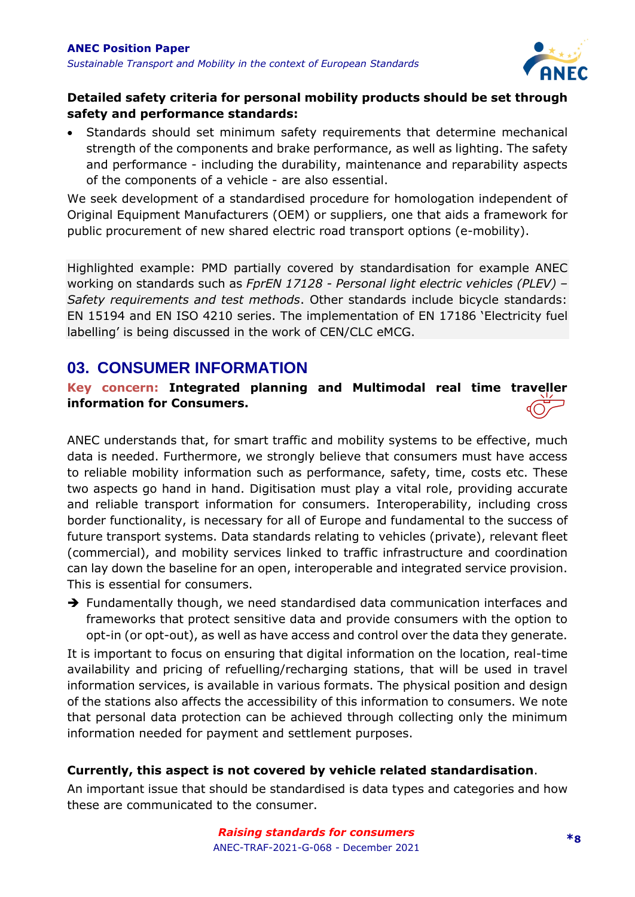**Detailed safety criteria for personal mobility products should be set through safety and performance standards:**

- Standards should set minimum safety requirements that determine mechanical strength of the components and brake performance, as well as lighting. The safety and performance - including the durability, maintenance and reparability aspects of the components of a vehicle - are also essential.

We seek development of a standardised procedure for homologation independent of Original Equipment Manufacturers (OEM) or suppliers, one that aids a framework for public procurement of new shared electric road transport options (e-mobility).

Highlighted example: PMD partially covered by standardisation for example ANEC working on standards such as *FprEN 17128 - Personal light electric vehicles (PLEV) – Safety requirements and test methods*. Other standards include bicycle standards: EN 15194 and EN ISO 4210 series. The implementation of EN 17186 'Electricity fuel labelling' is being discussed in the work of CEN/CLC eMCG.

## 03. CONSUMER INFORMATION

**Key concern: Integrated planning and Multimodal real time traveller information for Consumers.**

ANEC understands that, for smart traffic and mobility systems to be effective, much data is needed. Furthermore, we strongly believe that consumers must have access to reliable mobility information such as performance, safety, time, costs etc. These two aspects go hand in hand. Digitisation must play a vital role, providing accurate and reliable transport information for consumers. Interoperability, including cross border functionality, is necessary for all of Europe and fundamental to the success of future transport systems. Data standards relating to vehicles (private), relevant fleet (commercial), and mobility services linked to traffic infrastructure and coordination can lay down the baseline for an open, interoperable and integrated service provision. This is essential for consumers.

➔ Fundamentally though, we need standardised data communication interfaces and frameworks that protect sensitive data and provide consumers with the option to opt-in (or opt-out), as well as have access and control over the data they generate.

It is important to focus on ensuring that digital information on the location, real-time availability and pricing of refuelling/recharging stations, that will be used in travel information services, is available in various formats. The physical position and design of the stations also affects the accessibility of this information to consumers. We note that personal data protection can be achieved through collecting only the minimum information needed for payment and settlement purposes.

**Currently, this aspect is not covered by vehicle related standardisation**.

An important issue that should be standardised is data types and categories and how these are communicated to the consumer.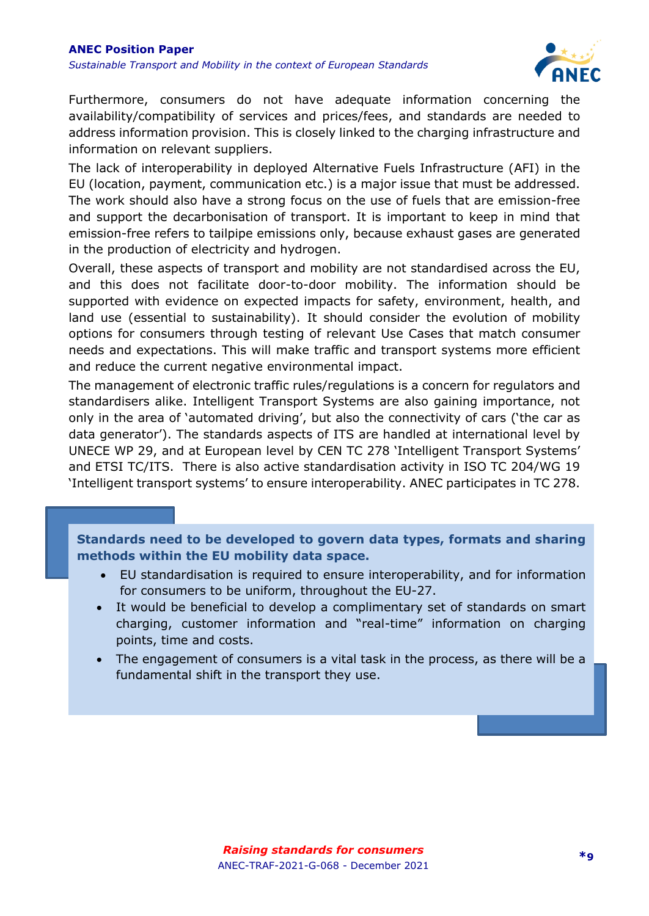Furthermore, consumers do not have adequate information concerning the availability/compatibility of services and prices/fees, and standards are needed to address information provision. This is closely linked to the charging infrastructure and information on relevant suppliers.

The lack of interoperability in deployed Alternative Fuels Infrastructure (AFI) in the EU (location, payment, communication etc.) is a major issue that must be addressed. The work should also have a strong focus on the use of fuels that are emission-free and support the decarbonisation of transport. It is important to keep in mind that emission-free refers to tailpipe emissions only, because exhaust gases are generated in the production of electricity and hydrogen.

Overall, these aspects of transport and mobility are not standardised across the EU, and this does not facilitate door-to-door mobility. The information should be supported with evidence on expected impacts for safety, environment, health, and land use (essential to sustainability). It should consider the evolution of mobility options for consumers through testing of relevant Use Cases that match consumer needs and expectations. This will make traffic and transport systems more efficient and reduce the current negative environmental impact.

The management of electronic traffic rules/regulations is a concern for regulators and standardisers alike. Intelligent Transport Systems are also gaining importance, not only in the area of 'automated driving', but also the connectivity of cars ('the car as data generator'). The standards aspects of ITS are handled at international level by UNECE WP 29, and at European level by CEN TC 278 'Intelligent Transport Systems' and ETSI TC/ITS. There is also active standardisation activity in ISO TC 204/WG 19 'Intelligent transport systems' to ensure interoperability. ANEC participates in TC 278.

**Standards need to be developed to govern data types, formats and sharing methods within the EU mobility data space.**

- EU standardisation is required to ensure interoperability, and for information for consumers to be uniform, throughout the EU-27.
- It would be beneficial to develop a complimentary set of standards on smart charging, customer information and "real-time" information on charging points, time and costs.
- The engagement of consumers is a vital task in the process, as there will be a fundamental shift in the transport they use.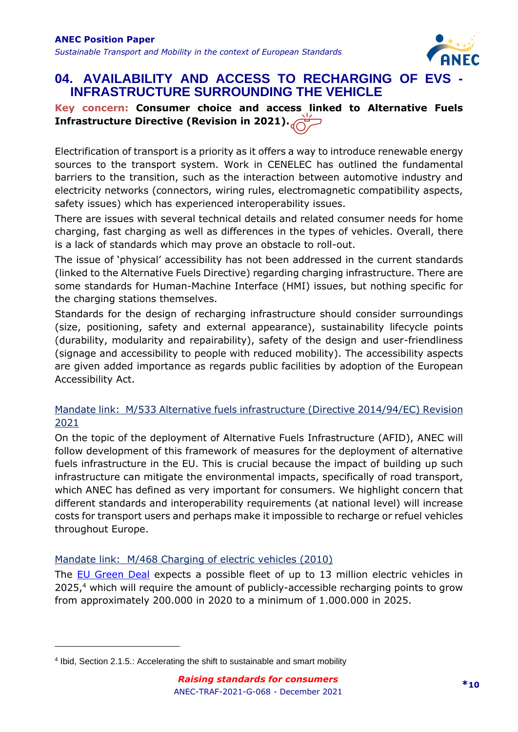## 04. AVAILABILITY AND ACCESS TO RECHARGING OF EVS - INFRASTRUCTURE SURROUNDING THE VEHICLE

**Key concern: Consumer choice and access linked to Alternative Fuels Infrastructure Directive (Revision in 2021).**

Electrification of transport is a priority as it offers a way to introduce renewable energy sources to the transport system. Work in CENELEC has outlined the fundamental barriers to the transition, such as the interaction between automotive industry and electricity networks (connectors, wiring rules, electromagnetic compatibility aspects, safety issues) which has experienced interoperability issues.

There are issues with several technical details and related consumer needs for home charging, fast charging as well as differences in the types of vehicles. Overall, there is a lack of standards which may prove an obstacle to roll-out.

The issue of 'physical' accessibility has not been addressed in the current standards (linked to the Alternative Fuels Directive) regarding charging infrastructure. There are some standards for Human-Machine Interface (HMI) issues, but nothing specific for the charging stations themselves.

Standards for the design of recharging infrastructure should consider surroundings (size, positioning, safety and external appearance), sustainability lifecycle points (durability, modularity and repairability), safety of the design and user-friendliness (signage and accessibility to people with reduced mobility). The accessibility aspects are given added importance as regards public facilities by adoption of the European Accessibility Act.

Mandate link: M/533 Alternative fuels infrastructure (Directive 2014/94/EC) Revision 2021

On the topic of the deployment of Alternative Fuels Infrastructure (AFID), ANEC will follow development of this framework of measures for the deployment of alternative fuels infrastructure in the EU. This is crucial because the impact of building up such infrastructure can mitigate the environmental impacts, specifically of road transport, which ANEC has defined as very important for consumers. We highlight concern that different standards and interoperability requirements (at national level) will increase costs for transport users and perhaps make it impossible to recharge or refuel vehicles throughout Europe.

Mandate link: M/468 Charging of electric vehicles (2010)

The EU Green Deal expects a possible fleet of up to 13 million electric vehicles in 2025,[4] which will require the amount of publicly-accessible recharging points to grow from approximately 200.000 in 2020 to a minimum of 1.000.000 in 2025.

---

[4] Ibid, Section 2.1.5.: Accelerating the shift to sustainable and smart mobility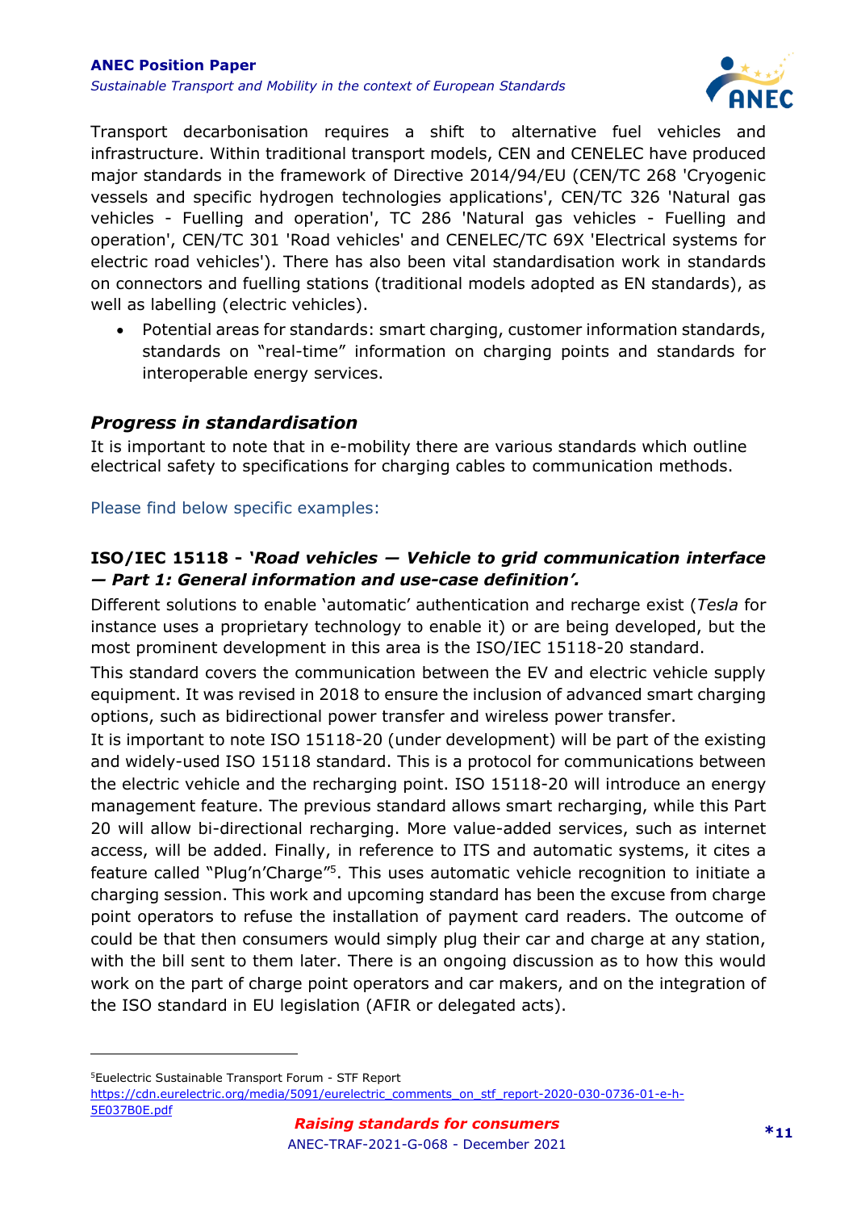Transport decarbonisation requires a shift to alternative fuel vehicles and infrastructure. Within traditional transport models, CEN and CENELEC have produced major standards in the framework of Directive 2014/94/EU (CEN/TC 268 'Cryogenic vessels and specific hydrogen technologies applications', CEN/TC 326 'Natural gas vehicles - Fuelling and operation', TC 286 'Natural gas vehicles - Fuelling and operation', CEN/TC 301 'Road vehicles' and CENELEC/TC 69X 'Electrical systems for electric road vehicles'). There has also been vital standardisation work in standards on connectors and fuelling stations (traditional models adopted as EN standards), as well as labelling (electric vehicles).

- Potential areas for standards: smart charging, customer information standards, standards on "real-time" information on charging points and standards for interoperable energy services.

### *Progress in standardisation*

It is important to note that in e-mobility there are various standards which outline electrical safety to specifications for charging cables to communication methods.

Please find below specific examples:

**ISO/IEC 15118 - *'Road vehicles — Vehicle to grid communication interface — Part 1: General information and use-case definition'.***

Different solutions to enable 'automatic' authentication and recharge exist (*Tesla* for instance uses a proprietary technology to enable it) or are being developed, but the most prominent development in this area is the ISO/IEC 15118-20 standard.

This standard covers the communication between the EV and electric vehicle supply equipment. It was revised in 2018 to ensure the inclusion of advanced smart charging options, such as bidirectional power transfer and wireless power transfer.

It is important to note ISO 15118-20 (under development) will be part of the existing and widely-used ISO 15118 standard. This is a protocol for communications between the electric vehicle and the recharging point. ISO 15118-20 will introduce an energy management feature. The previous standard allows smart recharging, while this Part 20 will allow bi-directional recharging. More value-added services, such as internet access, will be added. Finally, in reference to ITS and automatic systems, it cites a feature called "Plug'n'Charge"[5]. This uses automatic vehicle recognition to initiate a charging session. This work and upcoming standard has been the excuse from charge point operators to refuse the installation of payment card readers. The outcome of could be that then consumers would simply plug their car and charge at any station, with the bill sent to them later. There is an ongoing discussion as to how this would work on the part of charge point operators and car makers, and on the integration of the ISO standard in EU legislation (AFIR or delegated acts).

---

[5]Euelectric Sustainable Transport Forum - STF Report https://cdn.eurelectric.org/media/5091/eurelectric_comments_on_stf_report-2020-030-0736-01-e-h-5E037B0E.pdf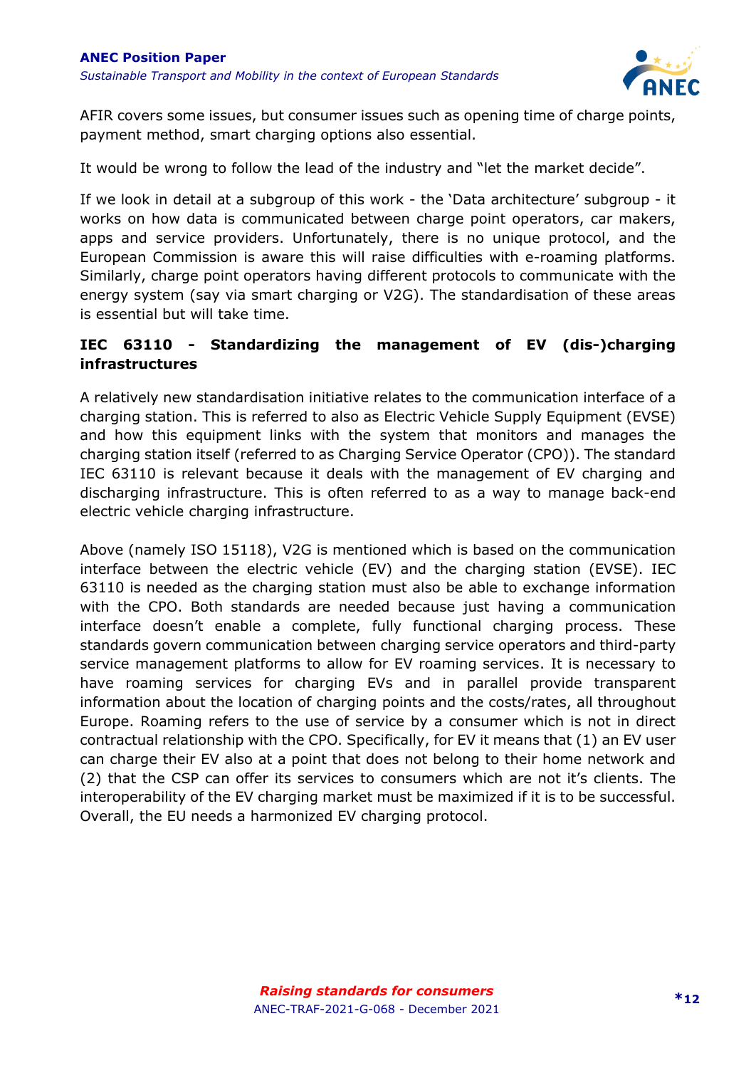AFIR covers some issues, but consumer issues such as opening time of charge points, payment method, smart charging options also essential.

It would be wrong to follow the lead of the industry and "let the market decide".

If we look in detail at a subgroup of this work - the 'Data architecture' subgroup - it works on how data is communicated between charge point operators, car makers, apps and service providers. Unfortunately, there is no unique protocol, and the European Commission is aware this will raise difficulties with e-roaming platforms. Similarly, charge point operators having different protocols to communicate with the energy system (say via smart charging or V2G). The standardisation of these areas is essential but will take time.

**IEC 63110 - Standardizing the management of EV (dis-)charging infrastructures**

A relatively new standardisation initiative relates to the communication interface of a charging station. This is referred to also as Electric Vehicle Supply Equipment (EVSE) and how this equipment links with the system that monitors and manages the charging station itself (referred to as Charging Service Operator (CPO)). The standard IEC 63110 is relevant because it deals with the management of EV charging and discharging infrastructure. This is often referred to as a way to manage back-end electric vehicle charging infrastructure.

Above (namely ISO 15118), V2G is mentioned which is based on the communication interface between the electric vehicle (EV) and the charging station (EVSE). IEC 63110 is needed as the charging station must also be able to exchange information with the CPO. Both standards are needed because just having a communication interface doesn't enable a complete, fully functional charging process. These standards govern communication between charging service operators and third-party service management platforms to allow for EV roaming services. It is necessary to have roaming services for charging EVs and in parallel provide transparent information about the location of charging points and the costs/rates, all throughout Europe. Roaming refers to the use of service by a consumer which is not in direct contractual relationship with the CPO. Specifically, for EV it means that (1) an EV user can charge their EV also at a point that does not belong to their home network and (2) that the CSP can offer its services to consumers which are not it's clients. The interoperability of the EV charging market must be maximized if it is to be successful. Overall, the EU needs a harmonized EV charging protocol.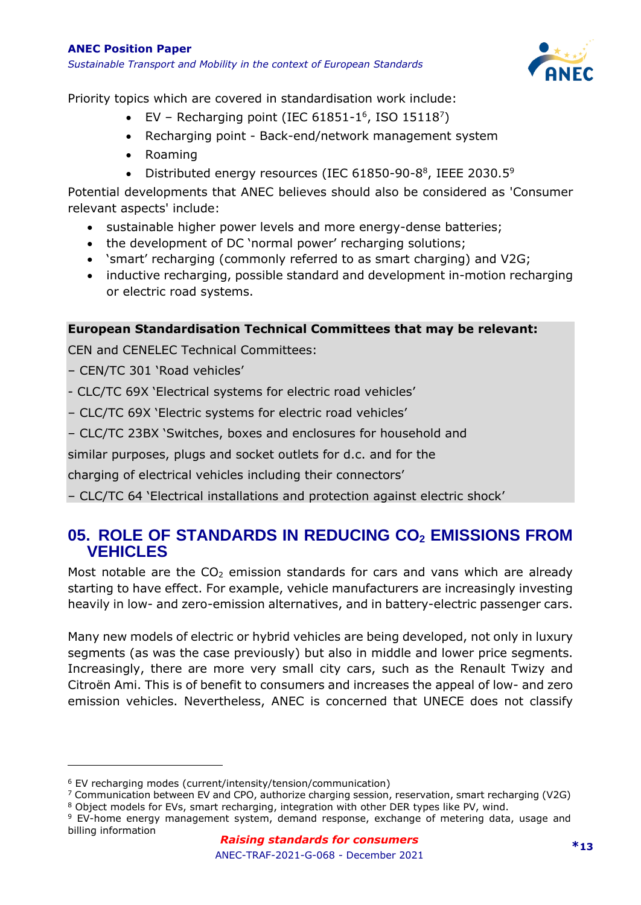Priority topics which are covered in standardisation work include:

- EV – Recharging point (IEC 61851-1[6], ISO 15118[7])
- Recharging point - Back-end/network management system
- Roaming
- Distributed energy resources (IEC 61850-90-8[8], IEEE 2030.5[9]

Potential developments that ANEC believes should also be considered as 'Consumer relevant aspects' include:

- sustainable higher power levels and more energy-dense batteries;
- the development of DC 'normal power' recharging solutions;
- 'smart' recharging (commonly referred to as smart charging) and V2G;
- inductive recharging, possible standard and development in-motion recharging or electric road systems.

**European Standardisation Technical Committees that may be relevant:**

CEN and CENELEC Technical Committees:

– CEN/TC 301 'Road vehicles'

- CLC/TC 69X 'Electrical systems for electric road vehicles'

– CLC/TC 69X 'Electric systems for electric road vehicles'

– CLC/TC 23BX 'Switches, boxes and enclosures for household and similar purposes, plugs and socket outlets for d.c. and for the charging of electrical vehicles including their connectors'

– CLC/TC 64 'Electrical installations and protection against electric shock'

## 05. ROLE OF STANDARDS IN REDUCING $CO_2$ EMISSIONS FROM VEHICLES

Most notable are the $CO_2$ emission standards for cars and vans which are already starting to have effect. For example, vehicle manufacturers are increasingly investing heavily in low- and zero-emission alternatives, and in battery-electric passenger cars.

Many new models of electric or hybrid vehicles are being developed, not only in luxury segments (as was the case previously) but also in middle and lower price segments. Increasingly, there are more very small city cars, such as the Renault Twizy and Citroën Ami. This is of benefit to consumers and increases the appeal of low- and zero emission vehicles. Nevertheless, ANEC is concerned that UNECE does not classify

---

[6] EV recharging modes (current/intensity/tension/communication)

[7] Communication between EV and CPO, authorize charging session, reservation, smart recharging (V2G)

[8] Object models for EVs, smart recharging, integration with other DER types like PV, wind.

[9] EV-home energy management system, demand response, exchange of metering data, usage and billing information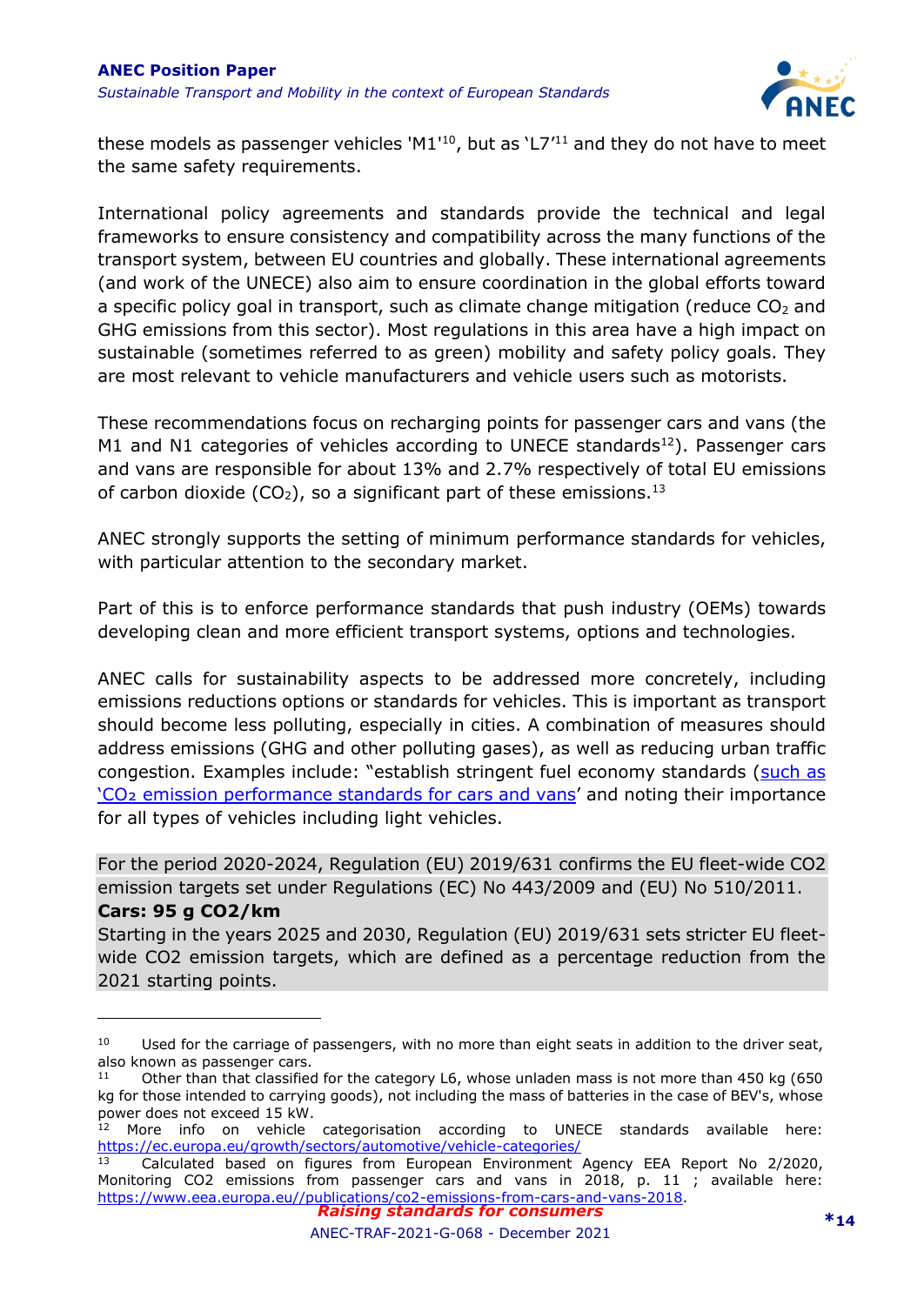these models as passenger vehicles 'M1'[10], but as 'L7'[11] and they do not have to meet the same safety requirements.

International policy agreements and standards provide the technical and legal frameworks to ensure consistency and compatibility across the many functions of the transport system, between EU countries and globally. These international agreements (and work of the UNECE) also aim to ensure coordination in the global efforts toward a specific policy goal in transport, such as climate change mitigation (reduce $CO_2$ and GHG emissions from this sector). Most regulations in this area have a high impact on sustainable (sometimes referred to as green) mobility and safety policy goals. They are most relevant to vehicle manufacturers and vehicle users such as motorists.

These recommendations focus on recharging points for passenger cars and vans (the M1 and N1 categories of vehicles according to UNECE standards[12]). Passenger cars and vans are responsible for about 13% and 2.7% respectively of total EU emissions of carbon dioxide ($CO_2$), so a significant part of these emissions.[13]

ANEC strongly supports the setting of minimum performance standards for vehicles, with particular attention to the secondary market.

Part of this is to enforce performance standards that push industry (OEMs) towards developing clean and more efficient transport systems, options and technologies.

ANEC calls for sustainability aspects to be addressed more concretely, including emissions reductions options or standards for vehicles. This is important as transport should become less polluting, especially in cities. A combination of measures should address emissions (GHG and other polluting gases), as well as reducing urban traffic congestion. Examples include: "establish stringent fuel economy standards (such as '$CO_2$ emission performance standards for cars and vans' and noting their importance for all types of vehicles including light vehicles.

For the period 2020-2024, Regulation (EU) 2019/631 confirms the EU fleet-wide CO2 emission targets set under Regulations (EC) No 443/2009 and (EU) No 510/2011.
**Cars: 95 g CO2/km**
Starting in the years 2025 and 2030, Regulation (EU) 2019/631 sets stricter EU fleet-wide CO2 emission targets, which are defined as a percentage reduction from the 2021 starting points.

---

[10] Used for the carriage of passengers, with no more than eight seats in addition to the driver seat, also known as passenger cars.

[11] Other than that classified for the category L6, whose unladen mass is not more than 450 kg (650 kg for those intended to carrying goods), not including the mass of batteries in the case of BEV's, whose power does not exceed 15 kW.

[12] More info on vehicle categorisation according to UNECE standards available here: https://ec.europa.eu/growth/sectors/automotive/vehicle-categories/

[13] Calculated based on figures from European Environment Agency EEA Report No 2/2020, Monitoring CO2 emissions from passenger cars and vans in 2018, p. 11 ; available here: https://www.eea.europa.eu//publications/co2-emissions-from-cars-and-vans-2018.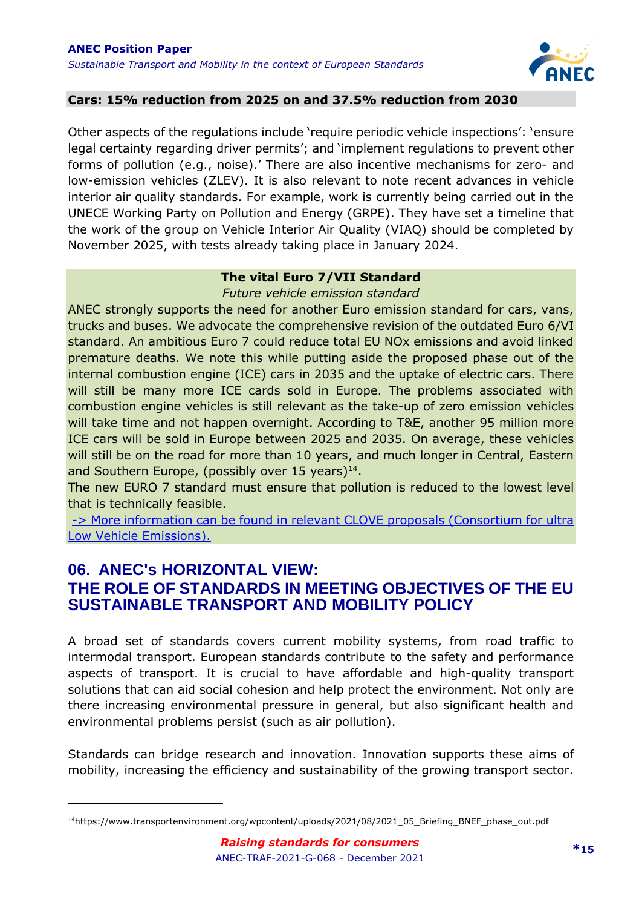**Cars: 15% reduction from 2025 on and 37.5% reduction from 2030**

Other aspects of the regulations include 'require periodic vehicle inspections': 'ensure legal certainty regarding driver permits'; and 'implement regulations to prevent other forms of pollution (e.g., noise).' There are also incentive mechanisms for zero- and low-emission vehicles (ZLEV). It is also relevant to note recent advances in vehicle interior air quality standards. For example, work is currently being carried out in the UNECE Working Party on Pollution and Energy (GRPE). They have set a timeline that the work of the group on Vehicle Interior Air Quality (VIAQ) should be completed by November 2025, with tests already taking place in January 2024.

**The vital Euro 7/VII Standard**

*Future vehicle emission standard*

ANEC strongly supports the need for another Euro emission standard for cars, vans, trucks and buses. We advocate the comprehensive revision of the outdated Euro 6/VI standard. An ambitious Euro 7 could reduce total EU NOx emissions and avoid linked premature deaths. We note this while putting aside the proposed phase out of the internal combustion engine (ICE) cars in 2035 and the uptake of electric cars. There will still be many more ICE cards sold in Europe. The problems associated with combustion engine vehicles is still relevant as the take-up of zero emission vehicles will take time and not happen overnight. According to T&E, another 95 million more ICE cars will be sold in Europe between 2025 and 2035. On average, these vehicles will still be on the road for more than 10 years, and much longer in Central, Eastern and Southern Europe, (possibly over 15 years)[14].

The new EURO 7 standard must ensure that pollution is reduced to the lowest level that is technically feasible.

-> More information can be found in relevant CLOVE proposals (Consortium for ultra Low Vehicle Emissions).

## 06. ANEC's HORIZONTAL VIEW: THE ROLE OF STANDARDS IN MEETING OBJECTIVES OF THE EU SUSTAINABLE TRANSPORT AND MOBILITY POLICY

A broad set of standards covers current mobility systems, from road traffic to intermodal transport. European standards contribute to the safety and performance aspects of transport. It is crucial to have affordable and high-quality transport solutions that can aid social cohesion and help protect the environment. Not only are there increasing environmental pressure in general, but also significant health and environmental problems persist (such as air pollution).

Standards can bridge research and innovation. Innovation supports these aims of mobility, increasing the efficiency and sustainability of the growing transport sector.

---

[14] https://www.transportenvironment.org/wpcontent/uploads/2021/08/2021_05_Briefing_BNEF_phase_out.pdf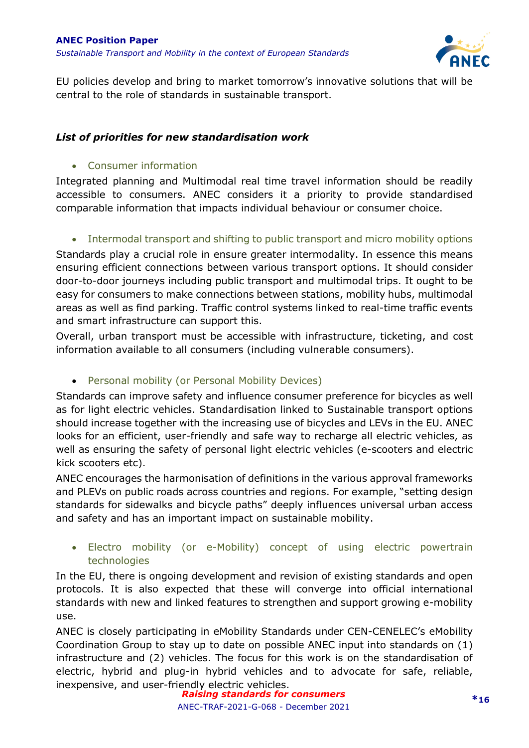EU policies develop and bring to market tomorrow's innovative solutions that will be central to the role of standards in sustainable transport.

### *List of priorities for new standardisation work*

- Consumer information

Integrated planning and Multimodal real time travel information should be readily accessible to consumers. ANEC considers it a priority to provide standardised comparable information that impacts individual behaviour or consumer choice.

- Intermodal transport and shifting to public transport and micro mobility options

Standards play a crucial role in ensure greater intermodality. In essence this means ensuring efficient connections between various transport options. It should consider door-to-door journeys including public transport and multimodal trips. It ought to be easy for consumers to make connections between stations, mobility hubs, multimodal areas as well as find parking. Traffic control systems linked to real-time traffic events and smart infrastructure can support this.

Overall, urban transport must be accessible with infrastructure, ticketing, and cost information available to all consumers (including vulnerable consumers).

- Personal mobility (or Personal Mobility Devices)

Standards can improve safety and influence consumer preference for bicycles as well as for light electric vehicles. Standardisation linked to Sustainable transport options should increase together with the increasing use of bicycles and LEVs in the EU. ANEC looks for an efficient, user-friendly and safe way to recharge all electric vehicles, as well as ensuring the safety of personal light electric vehicles (e-scooters and electric kick scooters etc).

ANEC encourages the harmonisation of definitions in the various approval frameworks and PLEVs on public roads across countries and regions. For example, "setting design standards for sidewalks and bicycle paths" deeply influences universal urban access and safety and has an important impact on sustainable mobility.

- Electro mobility (or e-Mobility) concept of using electric powertrain technologies

In the EU, there is ongoing development and revision of existing standards and open protocols. It is also expected that these will converge into official international standards with new and linked features to strengthen and support growing e-mobility use.

ANEC is closely participating in eMobility Standards under CEN-CENELEC's eMobility Coordination Group to stay up to date on possible ANEC input into standards on (1) infrastructure and (2) vehicles. The focus for this work is on the standardisation of electric, hybrid and plug-in hybrid vehicles and to advocate for safe, reliable, inexpensive, and user-friendly electric vehicles.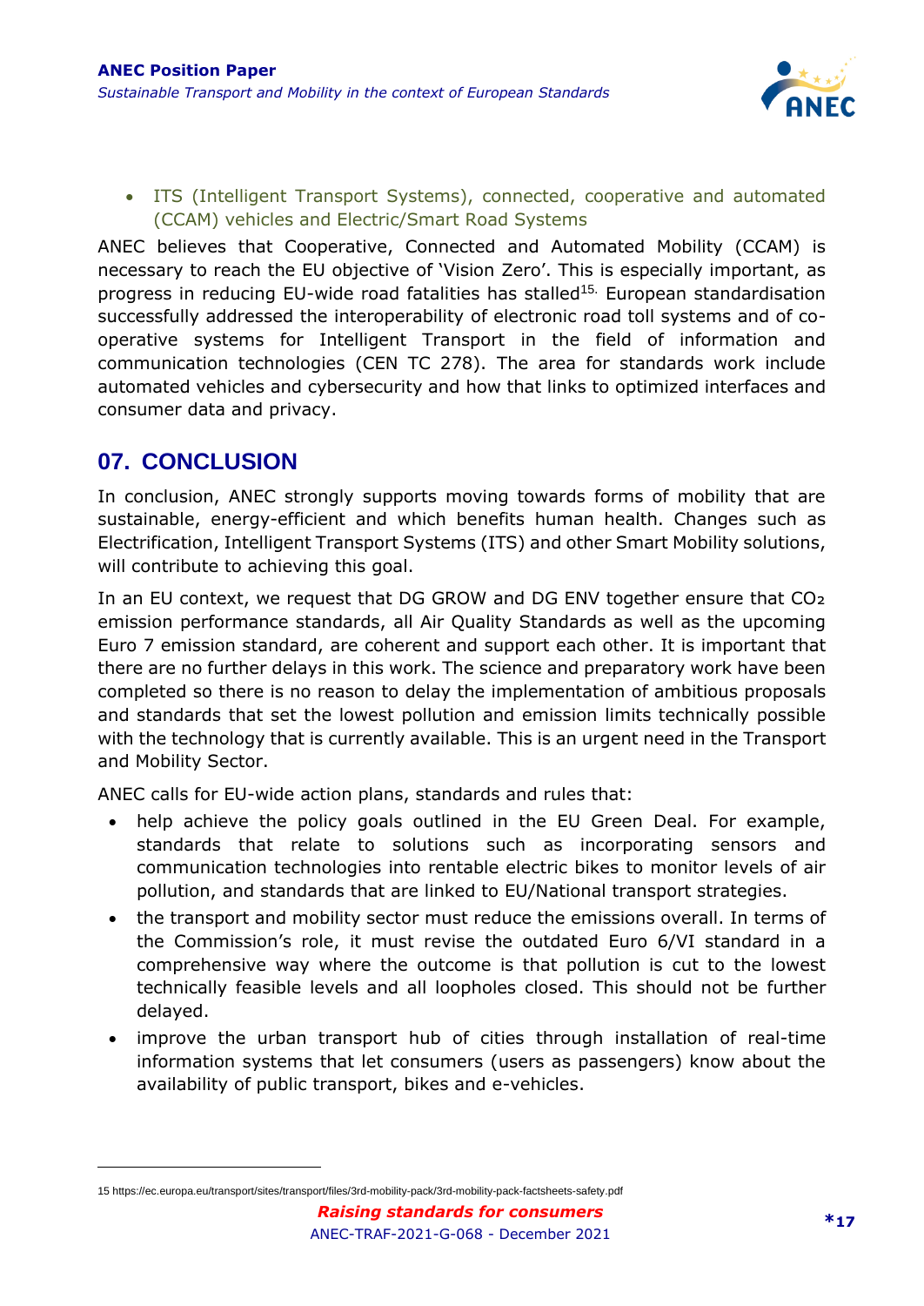- ITS (Intelligent Transport Systems), connected, cooperative and automated (CCAM) vehicles and Electric/Smart Road Systems

ANEC believes that Cooperative, Connected and Automated Mobility (CCAM) is necessary to reach the EU objective of 'Vision Zero'. This is especially important, as progress in reducing EU-wide road fatalities has stalled[15]. European standardisation successfully addressed the interoperability of electronic road toll systems and of co-operative systems for Intelligent Transport in the field of information and communication technologies (CEN TC 278). The area for standards work include automated vehicles and cybersecurity and how that links to optimized interfaces and consumer data and privacy.

## 07. CONCLUSION

In conclusion, ANEC strongly supports moving towards forms of mobility that are sustainable, energy-efficient and which benefits human health. Changes such as Electrification, Intelligent Transport Systems (ITS) and other Smart Mobility solutions, will contribute to achieving this goal.

In an EU context, we request that DG GROW and DG ENV together ensure that $CO_2$ emission performance standards, all Air Quality Standards as well as the upcoming Euro 7 emission standard, are coherent and support each other. It is important that there are no further delays in this work. The science and preparatory work have been completed so there is no reason to delay the implementation of ambitious proposals and standards that set the lowest pollution and emission limits technically possible with the technology that is currently available. This is an urgent need in the Transport and Mobility Sector.

ANEC calls for EU-wide action plans, standards and rules that:

- help achieve the policy goals outlined in the EU Green Deal. For example, standards that relate to solutions such as incorporating sensors and communication technologies into rentable electric bikes to monitor levels of air pollution, and standards that are linked to EU/National transport strategies.
- the transport and mobility sector must reduce the emissions overall. In terms of the Commission's role, it must revise the outdated Euro 6/VI standard in a comprehensive way where the outcome is that pollution is cut to the lowest technically feasible levels and all loopholes closed. This should not be further delayed.
- improve the urban transport hub of cities through installation of real-time information systems that let consumers (users as passengers) know about the availability of public transport, bikes and e-vehicles.

15 https://ec.europa.eu/transport/sites/transport/files/3rd-mobility-pack/3rd-mobility-pack-factsheets-safety.pdf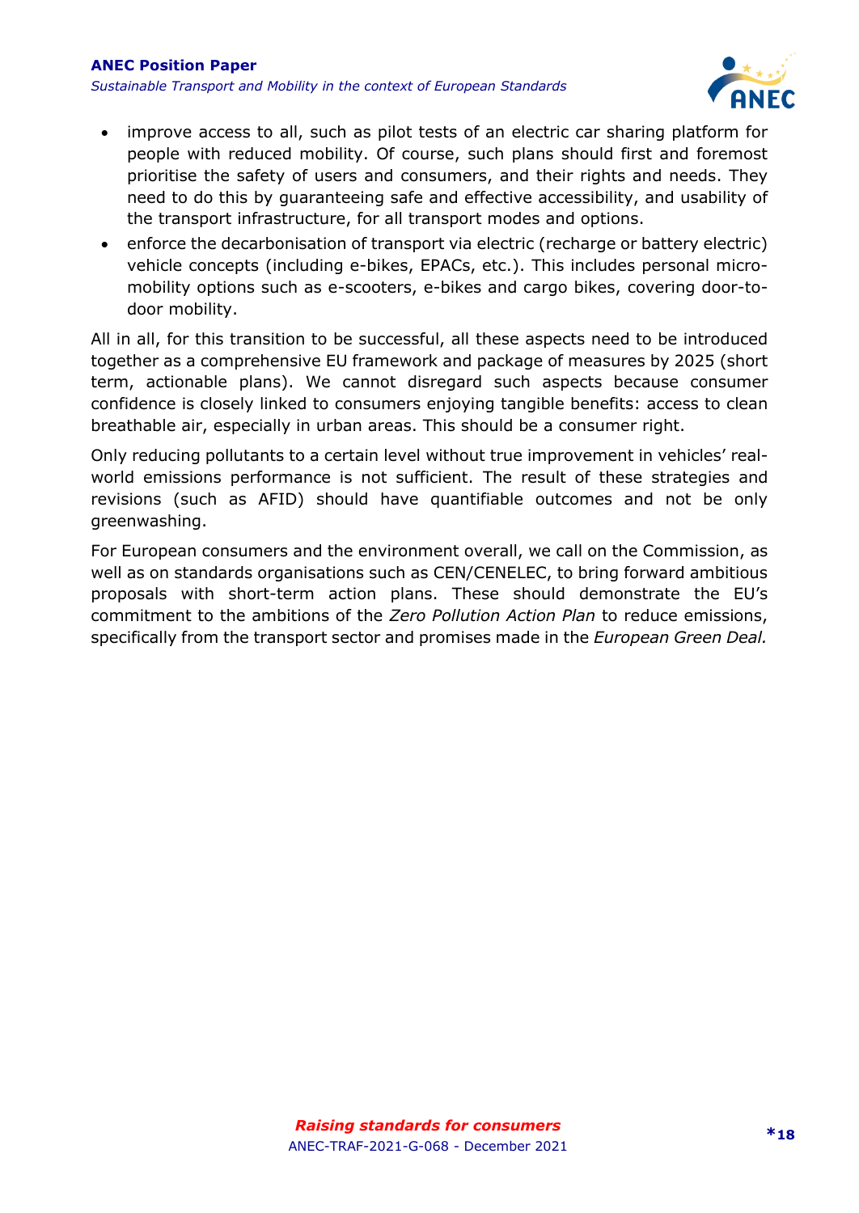- improve access to all, such as pilot tests of an electric car sharing platform for people with reduced mobility. Of course, such plans should first and foremost prioritise the safety of users and consumers, and their rights and needs. They need to do this by guaranteeing safe and effective accessibility, and usability of the transport infrastructure, for all transport modes and options.
- enforce the decarbonisation of transport via electric (recharge or battery electric) vehicle concepts (including e-bikes, EPACs, etc.). This includes personal micro-mobility options such as e-scooters, e-bikes and cargo bikes, covering door-to-door mobility.

All in all, for this transition to be successful, all these aspects need to be introduced together as a comprehensive EU framework and package of measures by 2025 (short term, actionable plans). We cannot disregard such aspects because consumer confidence is closely linked to consumers enjoying tangible benefits: access to clean breathable air, especially in urban areas. This should be a consumer right.

Only reducing pollutants to a certain level without true improvement in vehicles' real-world emissions performance is not sufficient. The result of these strategies and revisions (such as AFID) should have quantifiable outcomes and not be only greenwashing.

For European consumers and the environment overall, we call on the Commission, as well as on standards organisations such as CEN/CENELEC, to bring forward ambitious proposals with short-term action plans. These should demonstrate the EU's commitment to the ambitions of the *Zero Pollution Action Plan* to reduce emissions, specifically from the transport sector and promises made in the *European Green Deal.*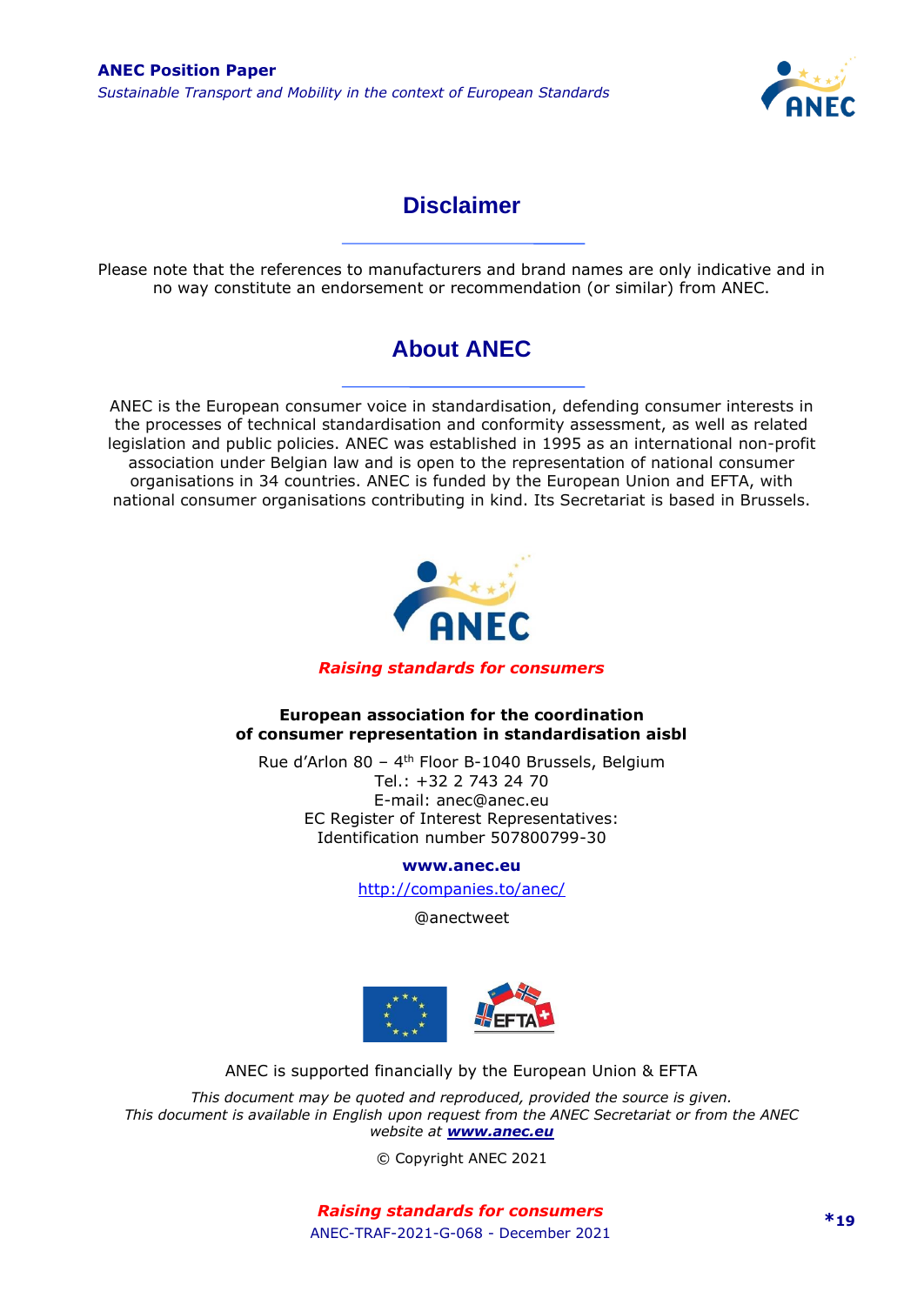## Disclaimer

Please note that the references to manufacturers and brand names are only indicative and in no way constitute an endorsement or recommendation (or similar) from ANEC.

## About ANEC

ANEC is the European consumer voice in standardisation, defending consumer interests in the processes of technical standardisation and conformity assessment, as well as related legislation and public policies. ANEC was established in 1995 as an international non-profit association under Belgian law and is open to the representation of national consumer organisations in 34 countries. ANEC is funded by the European Union and EFTA, with national consumer organisations contributing in kind. Its Secretariat is based in Brussels.

***Raising standards for consumers***

**European association for the coordination of consumer representation in standardisation aisbl**

Rue d'Arlon 80 – 4th Floor B-1040 Brussels, Belgium
Tel.: +32 2 743 24 70
E-mail: anec@anec.eu
EC Register of Interest Representatives:
Identification number 507800799-30

**www.anec.eu**

http://companies.to/anec/

@anectweet

ANEC is supported financially by the European Union & EFTA

*This document may be quoted and reproduced, provided the source is given.*
*This document is available in English upon request from the ANEC Secretariat or from the ANEC website at* ***www.anec.eu***

© Copyright ANEC 2021

***Raising standards for consumers***

ANEC-TRAF-2021-G-068 - December 2021